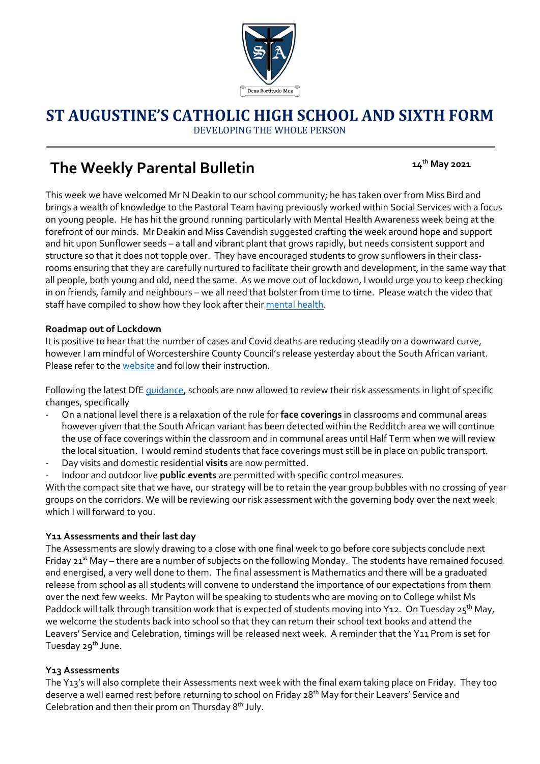# ST AUGUSTINE'S CATHOLIC HIGH SCHOOL AND SIXTH FORM

DEVELOPING THE WHOLE PERSON

## The Weekly Parental Bulletin

**14th May 2021**

This week we have welcomed Mr N Deakin to our school community; he has taken over from Miss Bird and brings a wealth of knowledge to the Pastoral Team having previously worked within Social Services with a focus on young people. He has hit the ground running particularly with Mental Health Awareness week being at the forefront of our minds. Mr Deakin and Miss Cavendish suggested crafting the week around hope and support and hit upon Sunflower seeds – a tall and vibrant plant that grows rapidly, but needs consistent support and structure so that it does not topple over. They have encouraged students to grow sunflowers in their class-rooms ensuring that they are carefully nurtured to facilitate their growth and development, in the same way that all people, both young and old, need the same. As we move out of lockdown, I would urge you to keep checking in on friends, family and neighbours – we all need that bolster from time to time. Please watch the video that staff have compiled to show how they look after their mental health.

**Roadmap out of Lockdown**

It is positive to hear that the number of cases and Covid deaths are reducing steadily on a downward curve, however I am mindful of Worcestershire County Council's release yesterday about the South African variant. Please refer to the website and follow their instruction.

Following the latest DfE guidance, schools are now allowed to review their risk assessments in light of specific changes, specifically

- On a national level there is a relaxation of the rule for **face coverings** in classrooms and communal areas however given that the South African variant has been detected within the Redditch area we will continue the use of face coverings within the classroom and in communal areas until Half Term when we will review the local situation. I would remind students that face coverings must still be in place on public transport.
- Day visits and domestic residential **visits** are now permitted.
- Indoor and outdoor live **public events** are permitted with specific control measures.

With the compact site that we have, our strategy will be to retain the year group bubbles with no crossing of year groups on the corridors. We will be reviewing our risk assessment with the governing body over the next week which I will forward to you.

**Y11 Assessments and their last day**

The Assessments are slowly drawing to a close with one final week to go before core subjects conclude next Friday 21st May – there are a number of subjects on the following Monday. The students have remained focused and energised, a very well done to them. The final assessment is Mathematics and there will be a graduated release from school as all students will convene to understand the importance of our expectations from them over the next few weeks. Mr Payton will be speaking to students who are moving on to College whilst Ms Paddock will talk through transition work that is expected of students moving into Y12. On Tuesday 25th May, we welcome the students back into school so that they can return their school text books and attend the Leavers' Service and Celebration, timings will be released next week. A reminder that the Y11 Prom is set for Tuesday 29th June.

**Y13 Assessments**

The Y13's will also complete their Assessments next week with the final exam taking place on Friday. They too deserve a well earned rest before returning to school on Friday 28th May for their Leavers' Service and Celebration and then their prom on Thursday 8th July.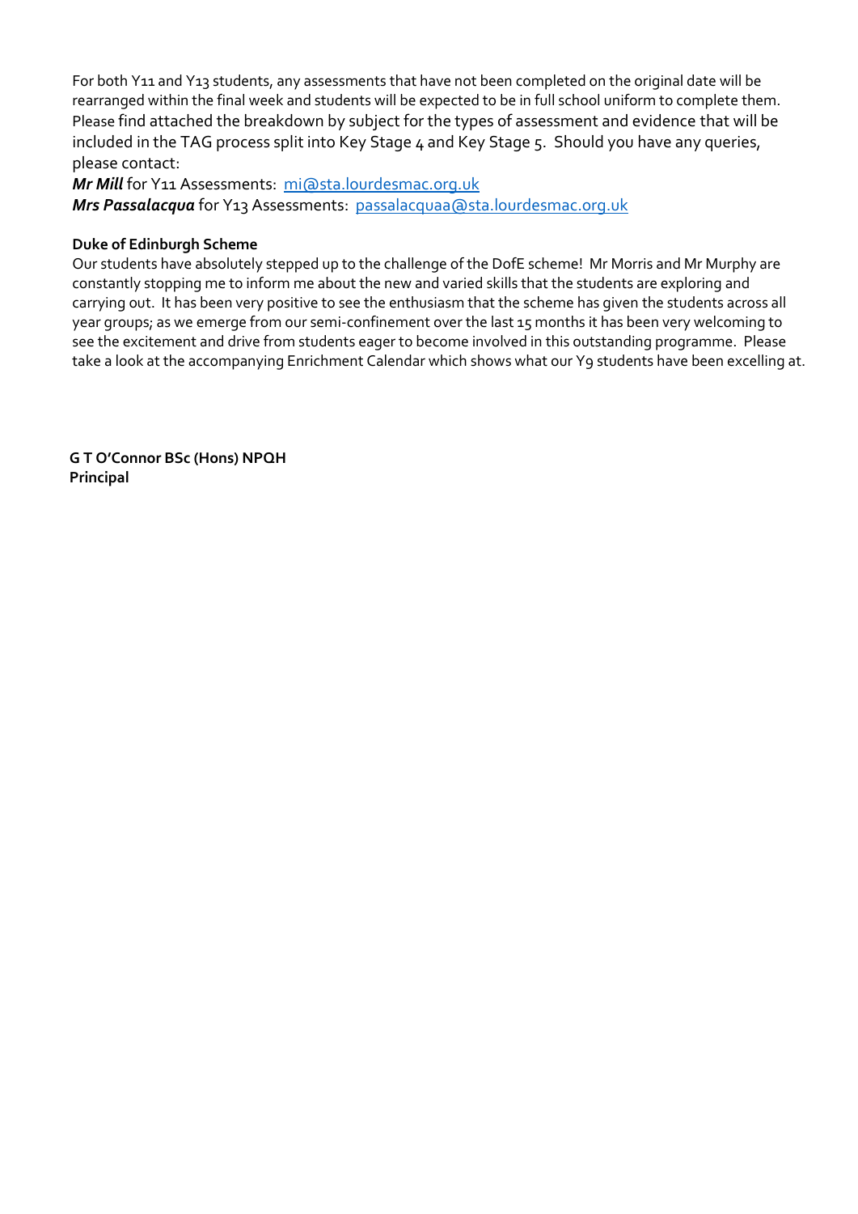For both Y11 and Y13 students, any assessments that have not been completed on the original date will be rearranged within the final week and students will be expected to be in full school uniform to complete them. Please find attached the breakdown by subject for the types of assessment and evidence that will be included in the TAG process split into Key Stage 4 and Key Stage 5. Should you have any queries, please contact:

***Mr Mill*** for Y11 Assessments: mi@sta.lourdesmac.org.uk

***Mrs Passalacqua*** for Y13 Assessments: passalacquaa@sta.lourdesmac.org.uk

**Duke of Edinburgh Scheme**

Our students have absolutely stepped up to the challenge of the DofE scheme! Mr Morris and Mr Murphy are constantly stopping me to inform me about the new and varied skills that the students are exploring and carrying out. It has been very positive to see the enthusiasm that the scheme has given the students across all year groups; as we emerge from our semi-confinement over the last 15 months it has been very welcoming to see the excitement and drive from students eager to become involved in this outstanding programme. Please take a look at the accompanying Enrichment Calendar which shows what our Y9 students have been excelling at.

**G T O'Connor BSc (Hons) NPQH**
**Principal**